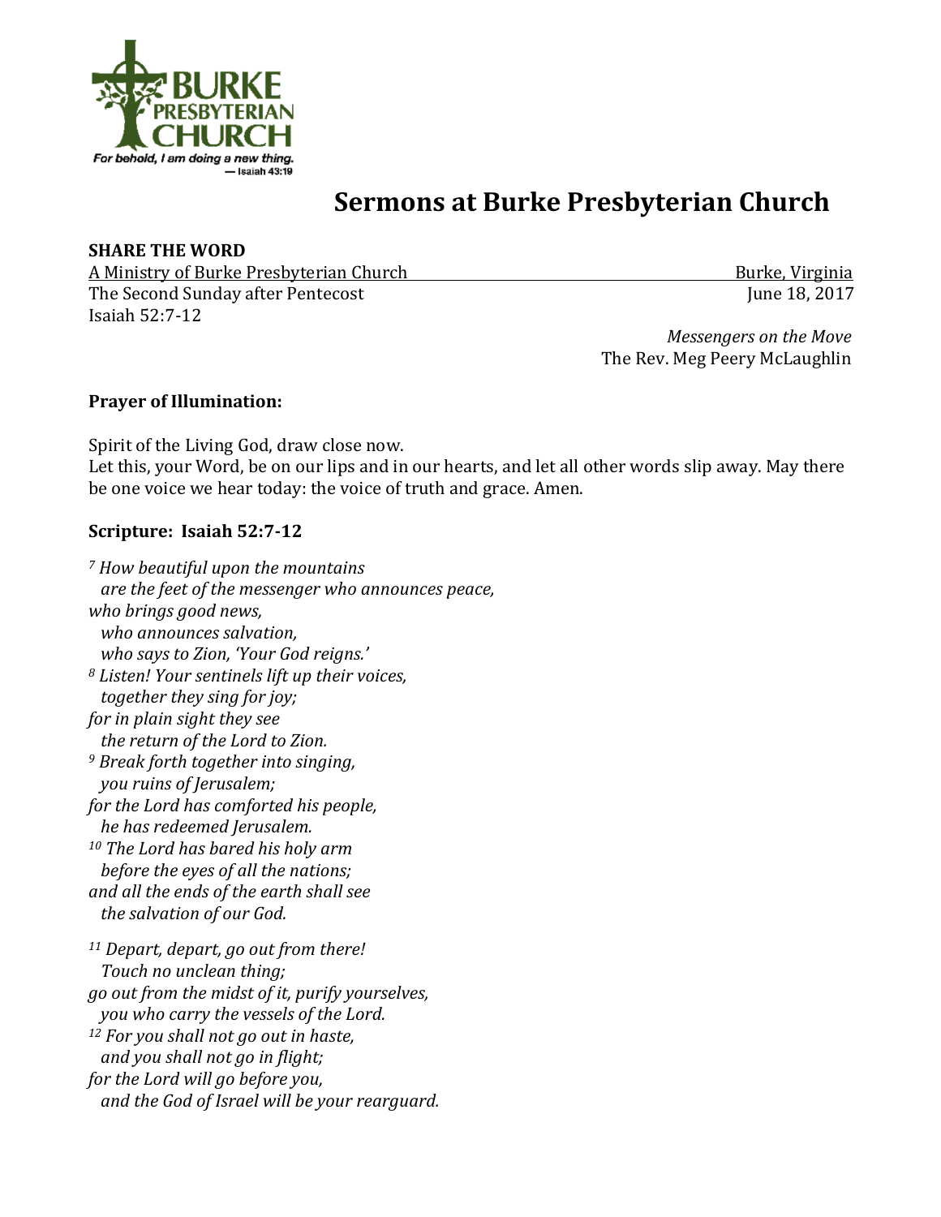# Sermons at Burke Presbyterian Church

**SHARE THE WORD**

A Ministry of Burke Presbyterian Church — Burke, Virginia

The Second Sunday after Pentecost — June 18, 2017

Isaiah 52:7-12

*Messengers on the Move*

The Rev. Meg Peery McLaughlin

**Prayer of Illumination:**

Spirit of the Living God, draw close now.
Let this, your Word, be on our lips and in our hearts, and let all other words slip away. May there be one voice we hear today: the voice of truth and grace. Amen.

**Scripture: Isaiah 52:7-12**

*[7] How beautiful upon the mountains*
*are the feet of the messenger who announces peace,*
*who brings good news,*
*who announces salvation,*
*who says to Zion, 'Your God reigns.'*
*[8] Listen! Your sentinels lift up their voices,*
*together they sing for joy;*
*for in plain sight they see*
*the return of the Lord to Zion.*
*[9] Break forth together into singing,*
*you ruins of Jerusalem;*
*for the Lord has comforted his people,*
*he has redeemed Jerusalem.*
*[10] The Lord has bared his holy arm*
*before the eyes of all the nations;*
*and all the ends of the earth shall see*
*the salvation of our God.*

*[11] Depart, depart, go out from there!*
*Touch no unclean thing;*
*go out from the midst of it, purify yourselves,*
*you who carry the vessels of the Lord.*
*[12] For you shall not go out in haste,*
*and you shall not go in flight;*
*for the Lord will go before you,*
*and the God of Israel will be your rearguard.*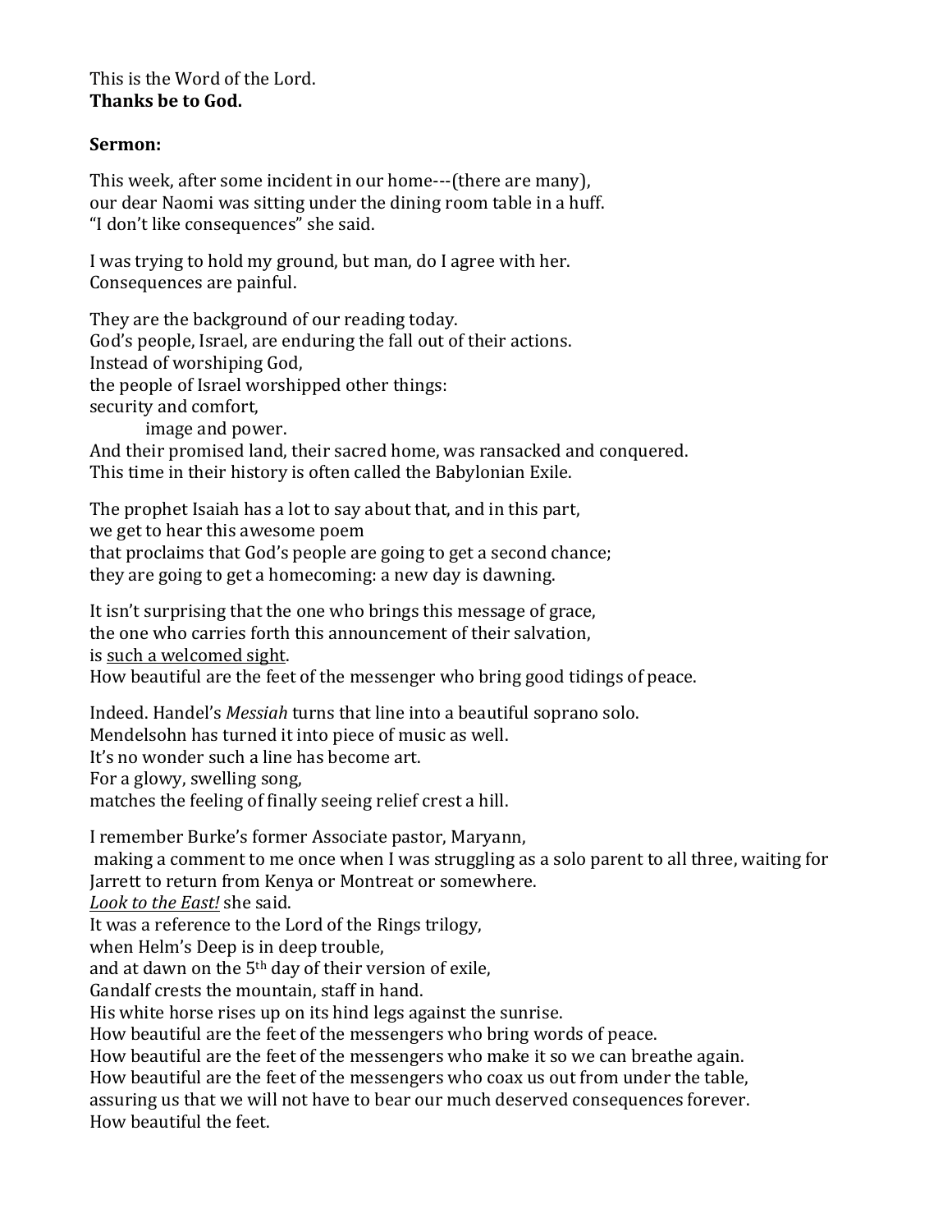This is the Word of the Lord.
**Thanks be to God.**

**Sermon:**

This week, after some incident in our home---(there are many),
our dear Naomi was sitting under the dining room table in a huff.
"I don't like consequences" she said.

I was trying to hold my ground, but man, do I agree with her.
Consequences are painful.

They are the background of our reading today.
God's people, Israel, are enduring the fall out of their actions.
Instead of worshiping God,
the people of Israel worshipped other things:
security and comfort,
image and power.
And their promised land, their sacred home, was ransacked and conquered.
This time in their history is often called the Babylonian Exile.

The prophet Isaiah has a lot to say about that, and in this part,
we get to hear this awesome poem
that proclaims that God's people are going to get a second chance;
they are going to get a homecoming: a new day is dawning.

It isn't surprising that the one who brings this message of grace,
the one who carries forth this announcement of their salvation,
is <u>such a welcomed sight</u>.
How beautiful are the feet of the messenger who bring good tidings of peace.

Indeed. Handel's *Messiah* turns that line into a beautiful soprano solo.
Mendelsohn has turned it into piece of music as well.
It's no wonder such a line has become art.
For a glowy, swelling song,
matches the feeling of finally seeing relief crest a hill.

I remember Burke's former Associate pastor, Maryann,
making a comment to me once when I was struggling as a solo parent to all three, waiting for Jarrett to return from Kenya or Montreat or somewhere.
*<u>Look to the East!</u>* she said.
It was a reference to the Lord of the Rings trilogy,
when Helm's Deep is in deep trouble,
and at dawn on the 5th day of their version of exile,
Gandalf crests the mountain, staff in hand.
His white horse rises up on its hind legs against the sunrise.
How beautiful are the feet of the messengers who bring words of peace.
How beautiful are the feet of the messengers who make it so we can breathe again.
How beautiful are the feet of the messengers who coax us out from under the table,
assuring us that we will not have to bear our much deserved consequences forever.
How beautiful the feet.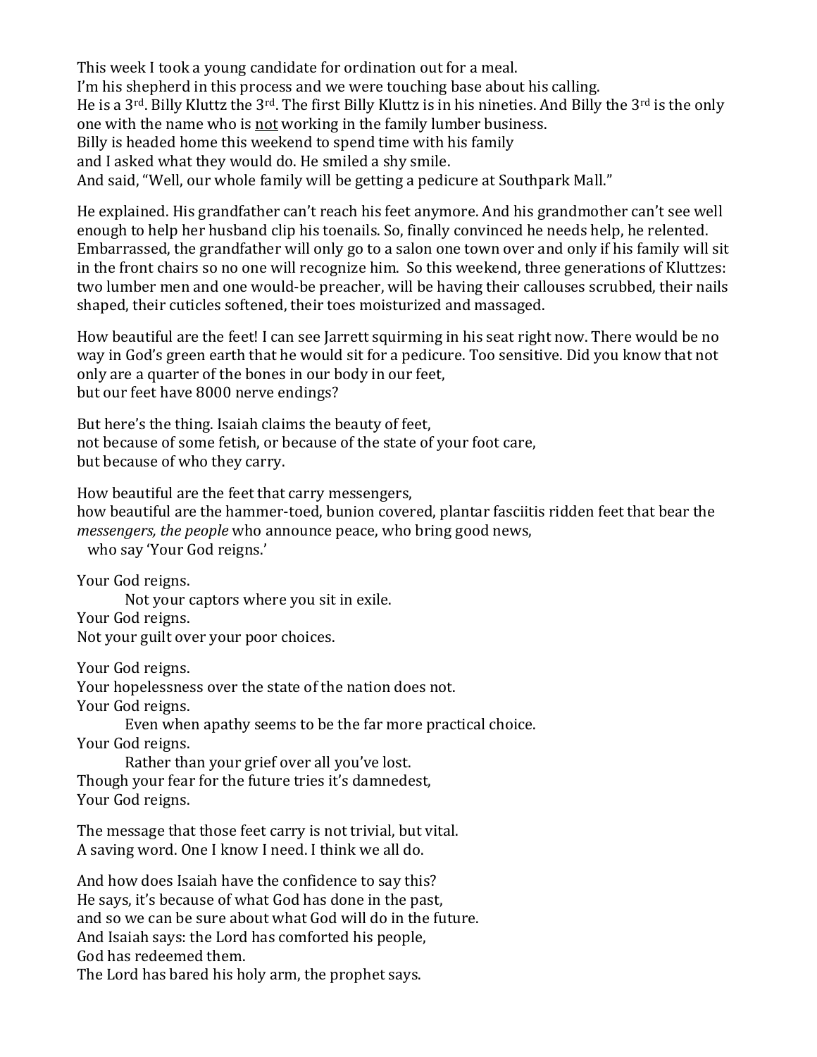This week I took a young candidate for ordination out for a meal.
I'm his shepherd in this process and we were touching base about his calling.
He is a 3rd. Billy Kluttz the 3rd. The first Billy Kluttz is in his nineties. And Billy the 3rd is the only one with the name who is <u>not</u> working in the family lumber business.
Billy is headed home this weekend to spend time with his family
and I asked what they would do. He smiled a shy smile.
And said, "Well, our whole family will be getting a pedicure at Southpark Mall."

He explained. His grandfather can't reach his feet anymore. And his grandmother can't see well enough to help her husband clip his toenails. So, finally convinced he needs help, he relented. Embarrassed, the grandfather will only go to a salon one town over and only if his family will sit in the front chairs so no one will recognize him. So this weekend, three generations of Kluttzes: two lumber men and one would-be preacher, will be having their callouses scrubbed, their nails shaped, their cuticles softened, their toes moisturized and massaged.

How beautiful are the feet! I can see Jarrett squirming in his seat right now. There would be no way in God's green earth that he would sit for a pedicure. Too sensitive. Did you know that not only are a quarter of the bones in our body in our feet,
but our feet have 8000 nerve endings?

But here's the thing. Isaiah claims the beauty of feet,
not because of some fetish, or because of the state of your foot care,
but because of who they carry.

How beautiful are the feet that carry messengers,
how beautiful are the hammer-toed, bunion covered, plantar fasciitis ridden feet that bear the *messengers, the people* who announce peace, who bring good news,
who say 'Your God reigns.'

Your God reigns.
Not your captors where you sit in exile.
Your God reigns.
Not your guilt over your poor choices.

Your God reigns.
Your hopelessness over the state of the nation does not.
Your God reigns.
Even when apathy seems to be the far more practical choice.
Your God reigns.
Rather than your grief over all you've lost.
Though your fear for the future tries it's damnedest,
Your God reigns.

The message that those feet carry is not trivial, but vital.
A saving word. One I know I need. I think we all do.

And how does Isaiah have the confidence to say this?
He says, it's because of what God has done in the past,
and so we can be sure about what God will do in the future.
And Isaiah says: the Lord has comforted his people,
God has redeemed them.
The Lord has bared his holy arm, the prophet says.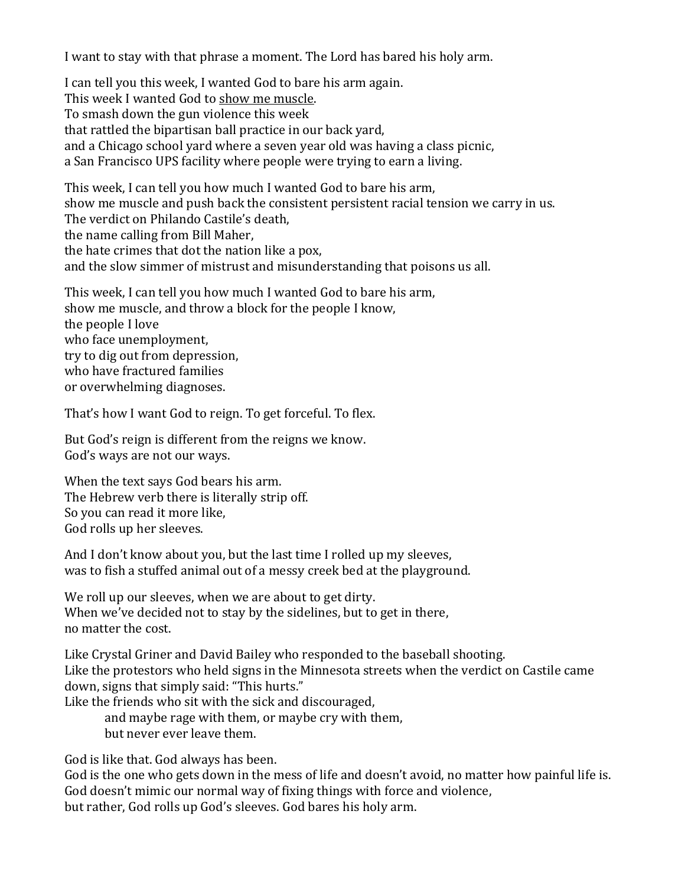I want to stay with that phrase a moment. The Lord has bared his holy arm.

I can tell you this week, I wanted God to bare his arm again.  
This week I wanted God to <u>show me muscle</u>.  
To smash down the gun violence this week  
that rattled the bipartisan ball practice in our back yard,  
and a Chicago school yard where a seven year old was having a class picnic,  
a San Francisco UPS facility where people were trying to earn a living.

This week, I can tell you how much I wanted God to bare his arm,  
show me muscle and push back the consistent persistent racial tension we carry in us.  
The verdict on Philando Castile's death,  
the name calling from Bill Maher,  
the hate crimes that dot the nation like a pox,  
and the slow simmer of mistrust and misunderstanding that poisons us all.

This week, I can tell you how much I wanted God to bare his arm,  
show me muscle, and throw a block for the people I know,  
the people I love  
who face unemployment,  
try to dig out from depression,  
who have fractured families  
or overwhelming diagnoses.

That's how I want God to reign. To get forceful. To flex.

But God's reign is different from the reigns we know.  
God's ways are not our ways.

When the text says God bears his arm.  
The Hebrew verb there is literally strip off.  
So you can read it more like,  
God rolls up her sleeves.

And I don't know about you, but the last time I rolled up my sleeves,  
was to fish a stuffed animal out of a messy creek bed at the playground.

We roll up our sleeves, when we are about to get dirty.  
When we've decided not to stay by the sidelines, but to get in there,  
no matter the cost.

Like Crystal Griner and David Bailey who responded to the baseball shooting.  
Like the protestors who held signs in the Minnesota streets when the verdict on Castile came down, signs that simply said: "This hurts."  
Like the friends who sit with the sick and discouraged,  
&emsp;&emsp;and maybe rage with them, or maybe cry with them,  
&emsp;&emsp;but never ever leave them.

God is like that. God always has been.  
God is the one who gets down in the mess of life and doesn't avoid, no matter how painful life is.  
God doesn't mimic our normal way of fixing things with force and violence,  
but rather, God rolls up God's sleeves. God bares his holy arm.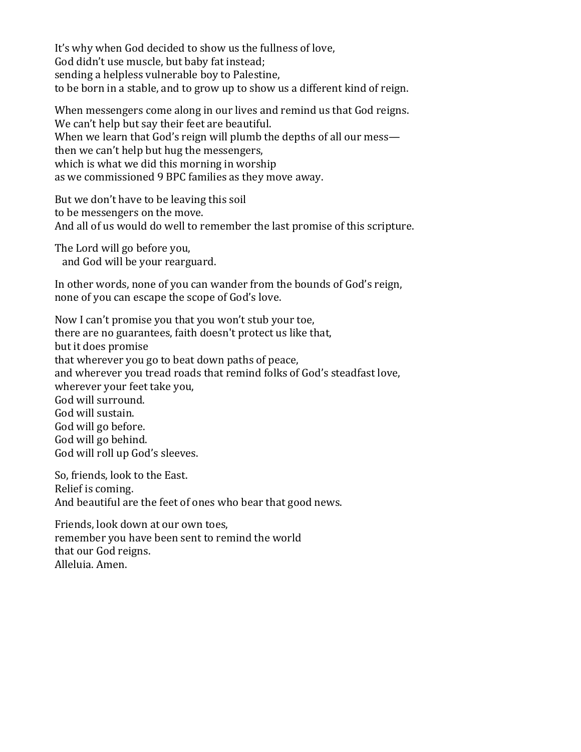It's why when God decided to show us the fullness of love,
God didn't use muscle, but baby fat instead;
sending a helpless vulnerable boy to Palestine,
to be born in a stable, and to grow up to show us a different kind of reign.

When messengers come along in our lives and remind us that God reigns.
We can't help but say their feet are beautiful.
When we learn that God's reign will plumb the depths of all our mess—
then we can't help but hug the messengers,
which is what we did this morning in worship
as we commissioned 9 BPC families as they move away.

But we don't have to be leaving this soil
to be messengers on the move.
And all of us would do well to remember the last promise of this scripture.

The Lord will go before you,
  and God will be your rearguard.

In other words, none of you can wander from the bounds of God's reign,
none of you can escape the scope of God's love.

Now I can't promise you that you won't stub your toe,
there are no guarantees, faith doesn't protect us like that,
but it does promise
that wherever you go to beat down paths of peace,
and wherever you tread roads that remind folks of God's steadfast love,
wherever your feet take you,
God will surround.
God will sustain.
God will go before.
God will go behind.
God will roll up God's sleeves.

So, friends, look to the East.
Relief is coming.
And beautiful are the feet of ones who bear that good news.

Friends, look down at our own toes,
remember you have been sent to remind the world
that our God reigns.
Alleluia. Amen.